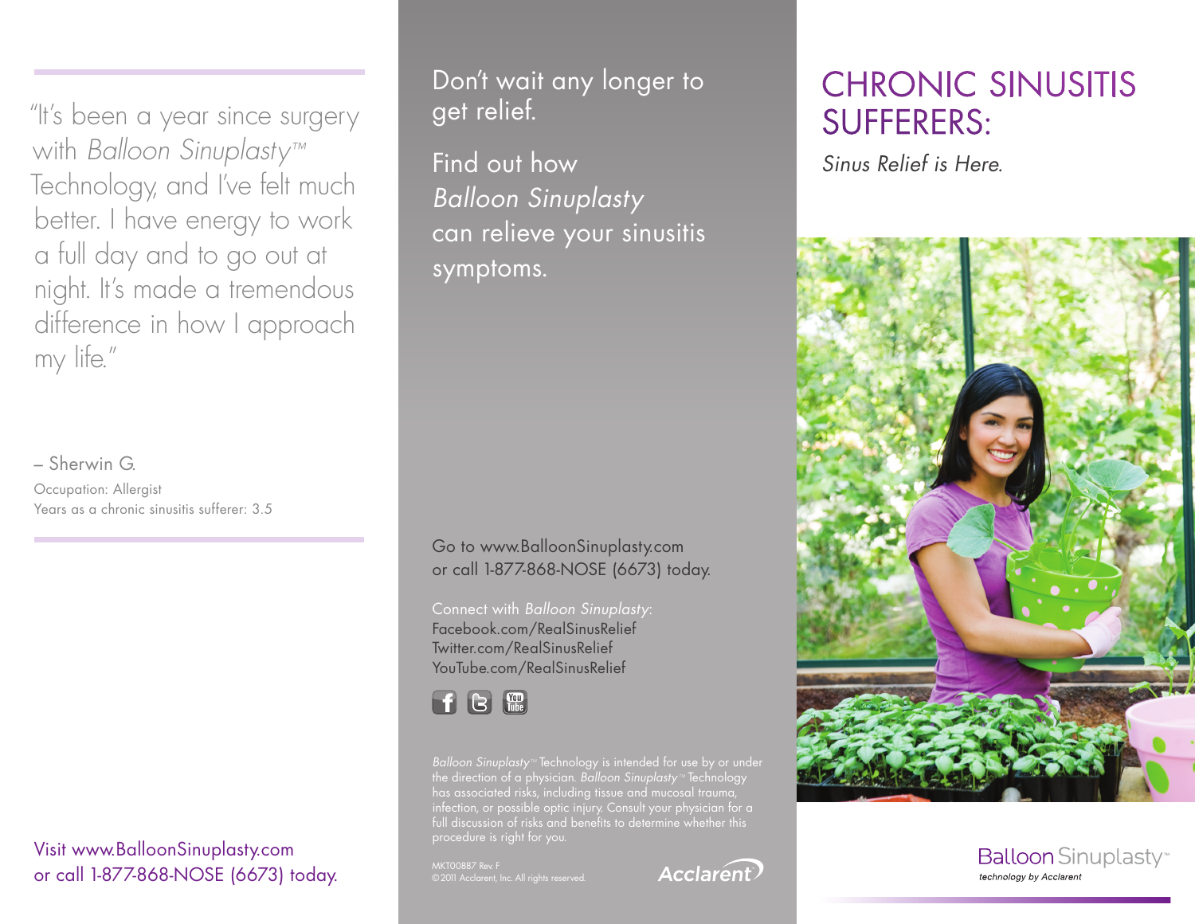"It's been a year since surgery with *Balloon Sinuplasty™* Technology, and I've felt much better. I have energy to work a full day and to go out at night. It's made a tremendous difference in how I approach my life."

– Sherwin G.

Occupation: Allergist

Years as a chronic sinusitis sufferer: 3.5

Visit www.BalloonSinuplasty.com or call 1-877-868-NOSE (6673) today.

Don't wait any longer to get relief.

Find out how *Balloon Sinuplasty* can relieve your sinusitis symptoms.

Go to www.BalloonSinuplasty.com or call 1-877-868-NOSE (6673) today.

Connect with *Balloon Sinuplasty*:
Facebook.com/RealSinusRelief
Twitter.com/RealSinusRelief
YouTube.com/RealSinusRelief

*Balloon Sinuplasty™* Technology is intended for use by or under the direction of a physician. *Balloon Sinuplasty™* Technology has associated risks, including tissue and mucosal trauma, infection, or possible optic injury. Consult your physician for a full discussion of risks and benefits to determine whether this procedure is right for you.

MKT00887 Rev. F
©2011 Acclarent, Inc. All rights reserved.

Acclarent

# CHRONIC SINUSITIS SUFFERERS:

*Sinus Relief is Here.*

Balloon Sinuplasty™
technology by Acclarent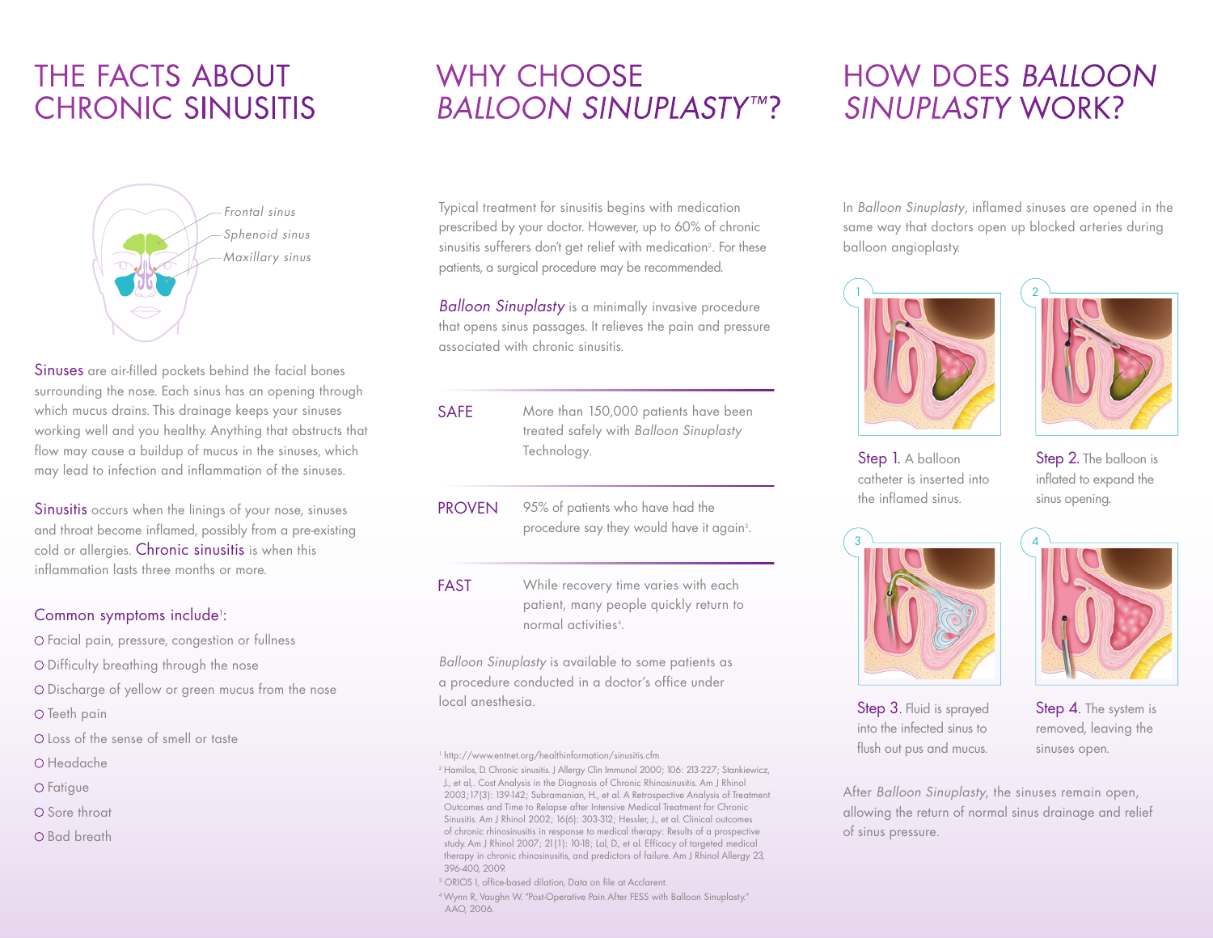# THE FACTS ABOUT CHRONIC SINUSITIS

*Frontal sinus*
*Sphenoid sinus*
*Maxillary sinus*

Sinuses are air-filled pockets behind the facial bones surrounding the nose. Each sinus has an opening through which mucus drains. This drainage keeps your sinuses working well and you healthy. Anything that obstructs that flow may cause a buildup of mucus in the sinuses, which may lead to infection and inflammation of the sinuses.

Sinusitis occurs when the linings of your nose, sinuses and throat become inflamed, possibly from a pre-existing cold or allergies. Chronic sinusitis is when this inflammation lasts three months or more.

### Common symptoms include[1]:

- Facial pain, pressure, congestion or fullness
- Difficulty breathing through the nose
- Discharge of yellow or green mucus from the nose
- Teeth pain
- Loss of the sense of smell or taste
- Headache
- Fatigue
- Sore throat
- Bad breath

# WHY CHOOSE *BALLOON SINUPLASTY™*?

Typical treatment for sinusitis begins with medication prescribed by your doctor. However, up to 60% of chronic sinusitis sufferers don't get relief with medication[2]. For these patients, a surgical procedure may be recommended.

*Balloon Sinuplasty* is a minimally invasive procedure that opens sinus passages. It relieves the pain and pressure associated with chronic sinusitis.

| | |
|---|---|
| SAFE | More than 150,000 patients have been treated safely with *Balloon Sinuplasty* Technology. |
| PROVEN | 95% of patients who have had the procedure say they would have it again[3]. |
| FAST | While recovery time varies with each patient, many people quickly return to normal activities[4]. |

*Balloon Sinuplasty* is available to some patients as a procedure conducted in a doctor's office under local anesthesia.

[1] http://www.entnet.org/healthinformation/sinusitis.cfm

[2] Hamilos, D. Chronic sinusitis. J Allergy Clin Immunol 2000; 106: 213-227; Stankiewicz, J., et al,. Cost Analysis in the Diagnosis of Chronic Rhinosinusitis. Am J Rhinol 2003;17(3): 139-142; Subramanian, H., et al. A Retrospective Analysis of Treatment Outcomes and Time to Relapse after Intensive Medical Treatment for Chronic Sinusitis. Am J Rhinol 2002; 16(6): 303-312; Hessler, J., et al. Clinical outcomes of chronic rhinosinusitis in response to medical therapy: Results of a prospective study. Am J Rhinol 2007; 21(1): 10-18; Lal, D., et al. Efficacy of targeted medical therapy in chronic rhinosinusitis, and predictors of failure. Am J Rhinol Allergy 23, 396-400, 2009.

[3] ORIOS I, office-based dilation, Data on file at Acclarent.

[4] Wynn R, Vaughn W. "Post-Operative Pain After FESS with Balloon Sinuplasty." AAO, 2006.

# HOW DOES *BALLOON SINUPLASTY* WORK?

In *Balloon Sinuplasty*, inflamed sinuses are opened in the same way that doctors open up blocked arteries during balloon angioplasty.

1

**Step 1.** A balloon catheter is inserted into the inflamed sinus.

2

**Step 2.** The balloon is inflated to expand the sinus opening.

3

**Step 3.** Fluid is sprayed into the infected sinus to flush out pus and mucus.

4

**Step 4.** The system is removed, leaving the sinuses open.

After *Balloon Sinuplasty*, the sinuses remain open, allowing the return of normal sinus drainage and relief of sinus pressure.